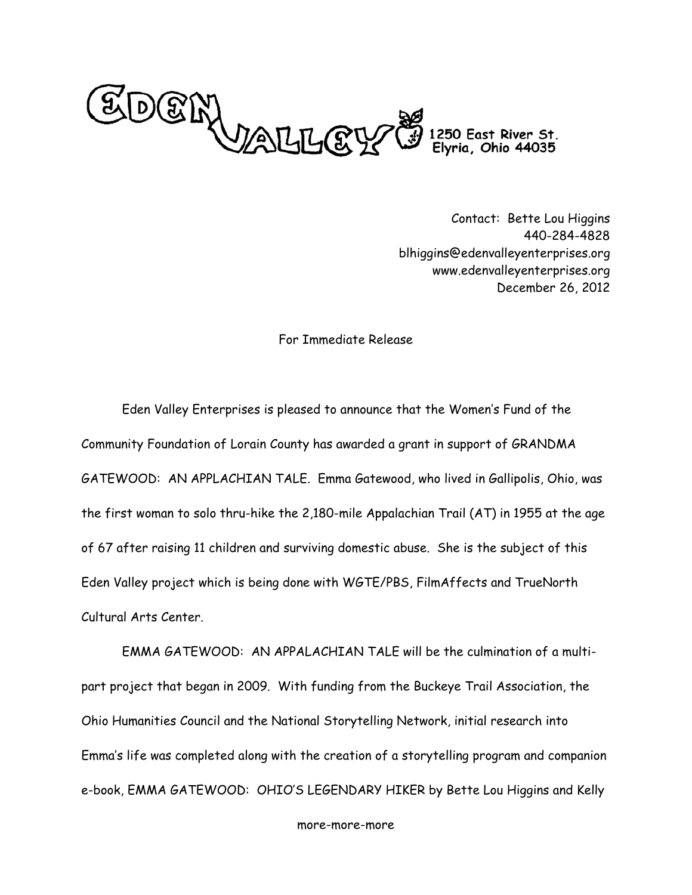EDEN VALLEY 1250 East River St. Elyria, Ohio 44035

Contact: Bette Lou Higgins
440-284-4828
blhiggins@edenvalleyenterprises.org
www.edenvalleyenterprises.org
December 26, 2012

For Immediate Release

Eden Valley Enterprises is pleased to announce that the Women's Fund of the Community Foundation of Lorain County has awarded a grant in support of GRANDMA GATEWOOD: AN APPLACHIAN TALE. Emma Gatewood, who lived in Gallipolis, Ohio, was the first woman to solo thru-hike the 2,180-mile Appalachian Trail (AT) in 1955 at the age of 67 after raising 11 children and surviving domestic abuse. She is the subject of this Eden Valley project which is being done with WGTE/PBS, FilmAffects and TrueNorth Cultural Arts Center.

EMMA GATEWOOD: AN APPALACHIAN TALE will be the culmination of a multi-part project that began in 2009. With funding from the Buckeye Trail Association, the Ohio Humanities Council and the National Storytelling Network, initial research into Emma's life was completed along with the creation of a storytelling program and companion e-book, EMMA GATEWOOD: OHIO'S LEGENDARY HIKER by Bette Lou Higgins and Kelly

more-more-more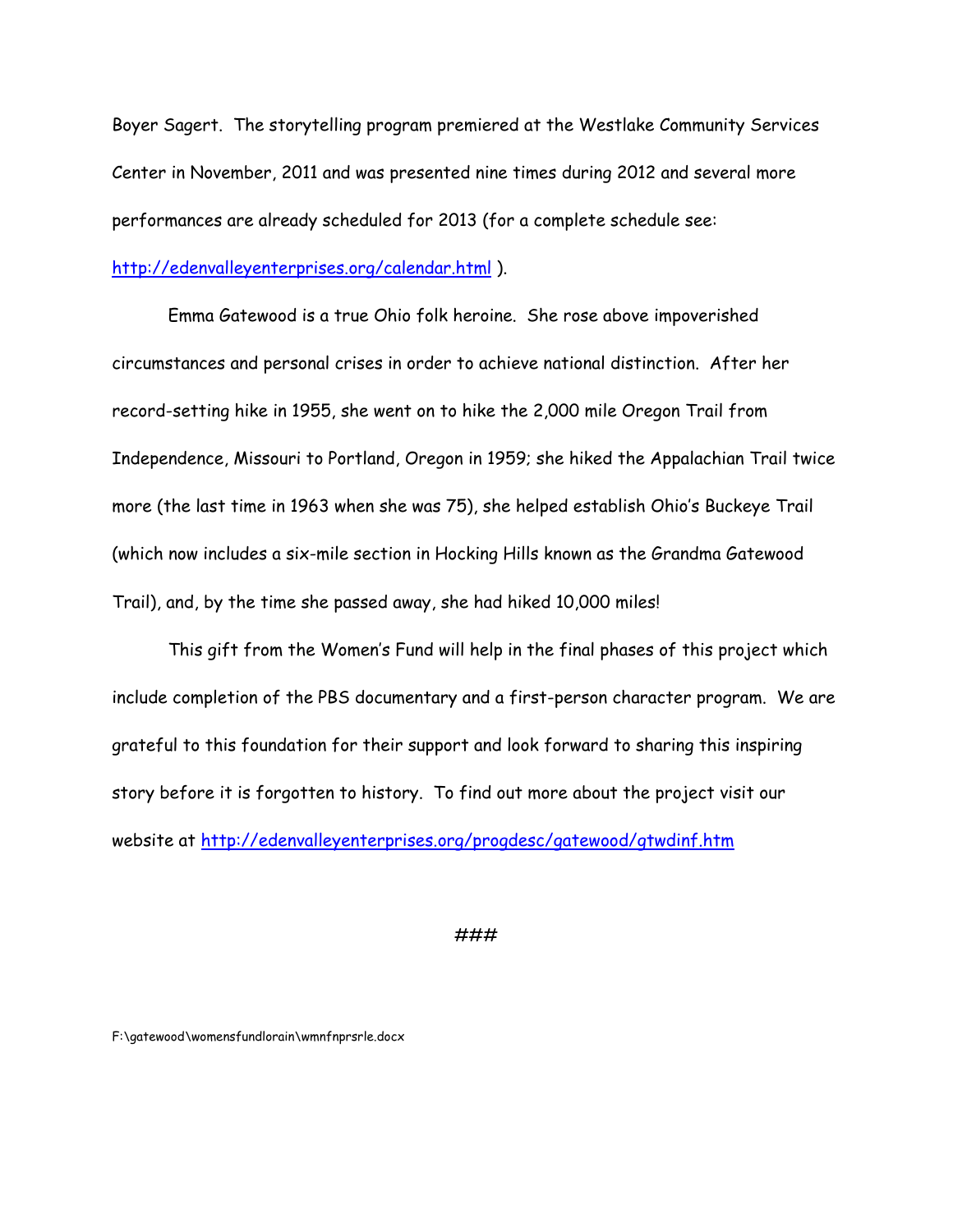Boyer Sagert. The storytelling program premiered at the Westlake Community Services Center in November, 2011 and was presented nine times during 2012 and several more performances are already scheduled for 2013 (for a complete schedule see: http://edenvalleyenterprises.org/calendar.html ).

Emma Gatewood is a true Ohio folk heroine. She rose above impoverished circumstances and personal crises in order to achieve national distinction. After her record-setting hike in 1955, she went on to hike the 2,000 mile Oregon Trail from Independence, Missouri to Portland, Oregon in 1959; she hiked the Appalachian Trail twice more (the last time in 1963 when she was 75), she helped establish Ohio's Buckeye Trail (which now includes a six-mile section in Hocking Hills known as the Grandma Gatewood Trail), and, by the time she passed away, she had hiked 10,000 miles!

This gift from the Women's Fund will help in the final phases of this project which include completion of the PBS documentary and a first-person character program. We are grateful to this foundation for their support and look forward to sharing this inspiring story before it is forgotten to history. To find out more about the project visit our website at http://edenvalleyenterprises.org/progdesc/gatewood/gtwdinf.htm

###

F:\gatewood\womensfundlorain\wmnfnprsrle.docx